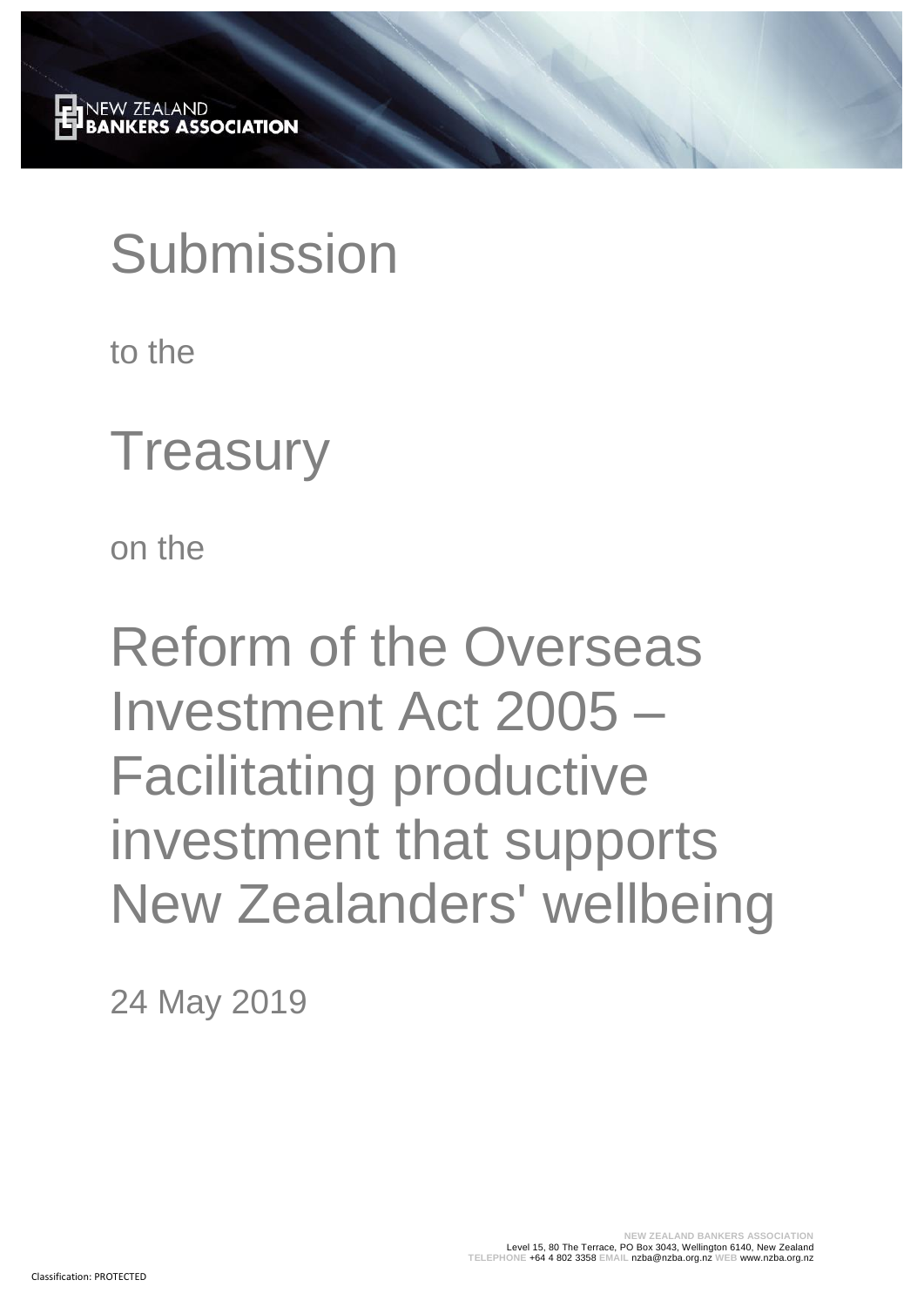NEW ZEALAND
**BANKERS ASSOCIATION**

# Submission

to the

# Treasury

on the

# Reform of the Overseas Investment Act 2005 – Facilitating productive investment that supports New Zealanders' wellbeing

24 May 2019

**NEW ZEALAND BANKERS ASSOCIATION**
Level 15, 80 The Terrace, PO Box 3043, Wellington 6140, New Zealand
TELEPHONE +64 4 802 3358 EMAIL nzba@nzba.org.nz WEB www.nzba.org.nz

Classification: PROTECTED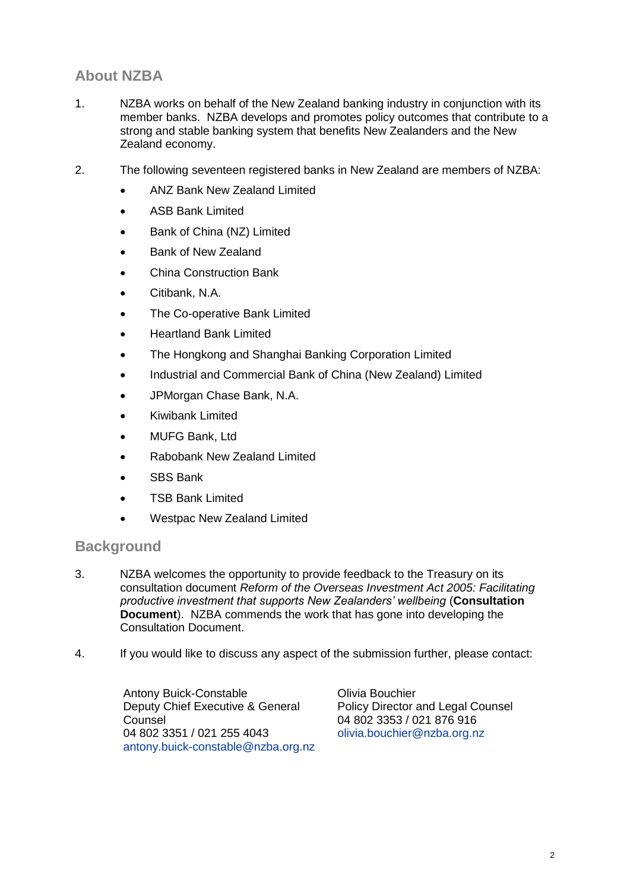## About NZBA

1. NZBA works on behalf of the New Zealand banking industry in conjunction with its member banks. NZBA develops and promotes policy outcomes that contribute to a strong and stable banking system that benefits New Zealanders and the New Zealand economy.

2. The following seventeen registered banks in New Zealand are members of NZBA:

   - ANZ Bank New Zealand Limited
   - ASB Bank Limited
   - Bank of China (NZ) Limited
   - Bank of New Zealand
   - China Construction Bank
   - Citibank, N.A.
   - The Co-operative Bank Limited
   - Heartland Bank Limited
   - The Hongkong and Shanghai Banking Corporation Limited
   - Industrial and Commercial Bank of China (New Zealand) Limited
   - JPMorgan Chase Bank, N.A.
   - Kiwibank Limited
   - MUFG Bank, Ltd
   - Rabobank New Zealand Limited
   - SBS Bank
   - TSB Bank Limited
   - Westpac New Zealand Limited

## Background

3. NZBA welcomes the opportunity to provide feedback to the Treasury on its consultation document *Reform of the Overseas Investment Act 2005: Facilitating productive investment that supports New Zealanders' wellbeing* (**Consultation Document**). NZBA commends the work that has gone into developing the Consultation Document.

4. If you would like to discuss any aspect of the submission further, please contact:

Antony Buick-Constable
Deputy Chief Executive & General Counsel
04 802 3351 / 021 255 4043
antony.buick-constable@nzba.org.nz

Olivia Bouchier
Policy Director and Legal Counsel
04 802 3353 / 021 876 916
olivia.bouchier@nzba.org.nz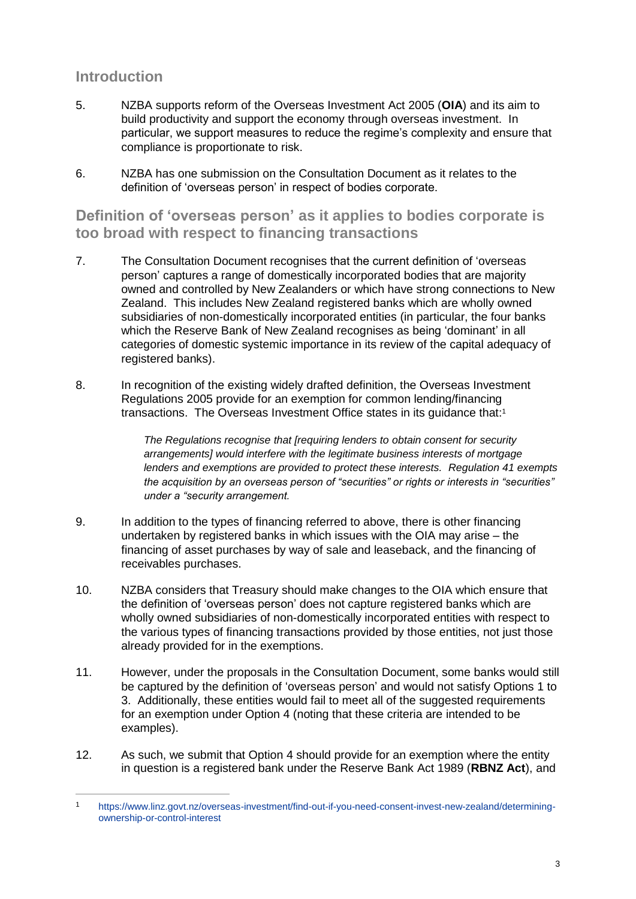## Introduction

5. NZBA supports reform of the Overseas Investment Act 2005 (**OIA**) and its aim to build productivity and support the economy through overseas investment. In particular, we support measures to reduce the regime's complexity and ensure that compliance is proportionate to risk.

6. NZBA has one submission on the Consultation Document as it relates to the definition of 'overseas person' in respect of bodies corporate.

## Definition of 'overseas person' as it applies to bodies corporate is too broad with respect to financing transactions

7. The Consultation Document recognises that the current definition of 'overseas person' captures a range of domestically incorporated bodies that are majority owned and controlled by New Zealanders or which have strong connections to New Zealand. This includes New Zealand registered banks which are wholly owned subsidiaries of non-domestically incorporated entities (in particular, the four banks which the Reserve Bank of New Zealand recognises as being 'dominant' in all categories of domestic systemic importance in its review of the capital adequacy of registered banks).

8. In recognition of the existing widely drafted definition, the Overseas Investment Regulations 2005 provide for an exemption for common lending/financing transactions. The Overseas Investment Office states in its guidance that:[1]

   > *The Regulations recognise that [requiring lenders to obtain consent for security arrangements] would interfere with the legitimate business interests of mortgage lenders and exemptions are provided to protect these interests. Regulation 41 exempts the acquisition by an overseas person of "securities" or rights or interests in "securities" under a "security arrangement.*

9. In addition to the types of financing referred to above, there is other financing undertaken by registered banks in which issues with the OIA may arise – the financing of asset purchases by way of sale and leaseback, and the financing of receivables purchases.

10. NZBA considers that Treasury should make changes to the OIA which ensure that the definition of 'overseas person' does not capture registered banks which are wholly owned subsidiaries of non-domestically incorporated entities with respect to the various types of financing transactions provided by those entities, not just those already provided for in the exemptions.

11. However, under the proposals in the Consultation Document, some banks would still be captured by the definition of 'overseas person' and would not satisfy Options 1 to 3. Additionally, these entities would fail to meet all of the suggested requirements for an exemption under Option 4 (noting that these criteria are intended to be examples).

12. As such, we submit that Option 4 should provide for an exemption where the entity in question is a registered bank under the Reserve Bank Act 1989 (**RBNZ Act**), and

---

[1] https://www.linz.govt.nz/overseas-investment/find-out-if-you-need-consent-invest-new-zealand/determining-ownership-or-control-interest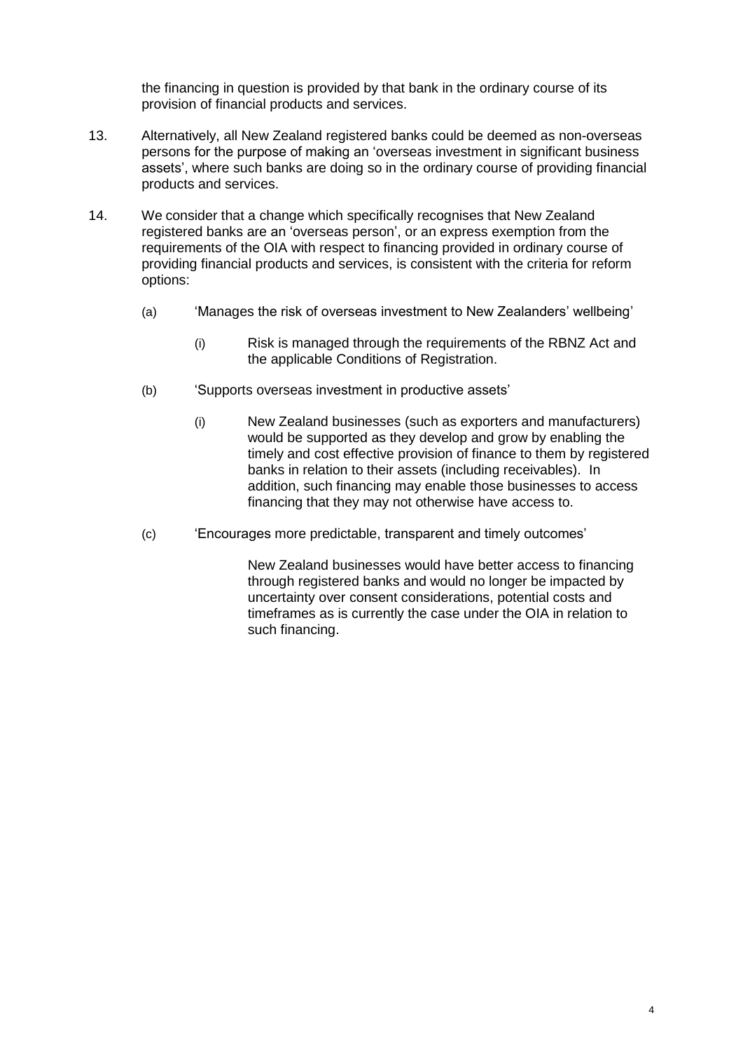the financing in question is provided by that bank in the ordinary course of its provision of financial products and services.

13. Alternatively, all New Zealand registered banks could be deemed as non-overseas persons for the purpose of making an 'overseas investment in significant business assets', where such banks are doing so in the ordinary course of providing financial products and services.

14. We consider that a change which specifically recognises that New Zealand registered banks are an 'overseas person', or an express exemption from the requirements of the OIA with respect to financing provided in ordinary course of providing financial products and services, is consistent with the criteria for reform options:

    (a) 'Manages the risk of overseas investment to New Zealanders' wellbeing'

        (i) Risk is managed through the requirements of the RBNZ Act and the applicable Conditions of Registration.

    (b) 'Supports overseas investment in productive assets'

        (i) New Zealand businesses (such as exporters and manufacturers) would be supported as they develop and grow by enabling the timely and cost effective provision of finance to them by registered banks in relation to their assets (including receivables). In addition, such financing may enable those businesses to access financing that they may not otherwise have access to.

    (c) 'Encourages more predictable, transparent and timely outcomes'

        New Zealand businesses would have better access to financing through registered banks and would no longer be impacted by uncertainty over consent considerations, potential costs and timeframes as is currently the case under the OIA in relation to such financing.